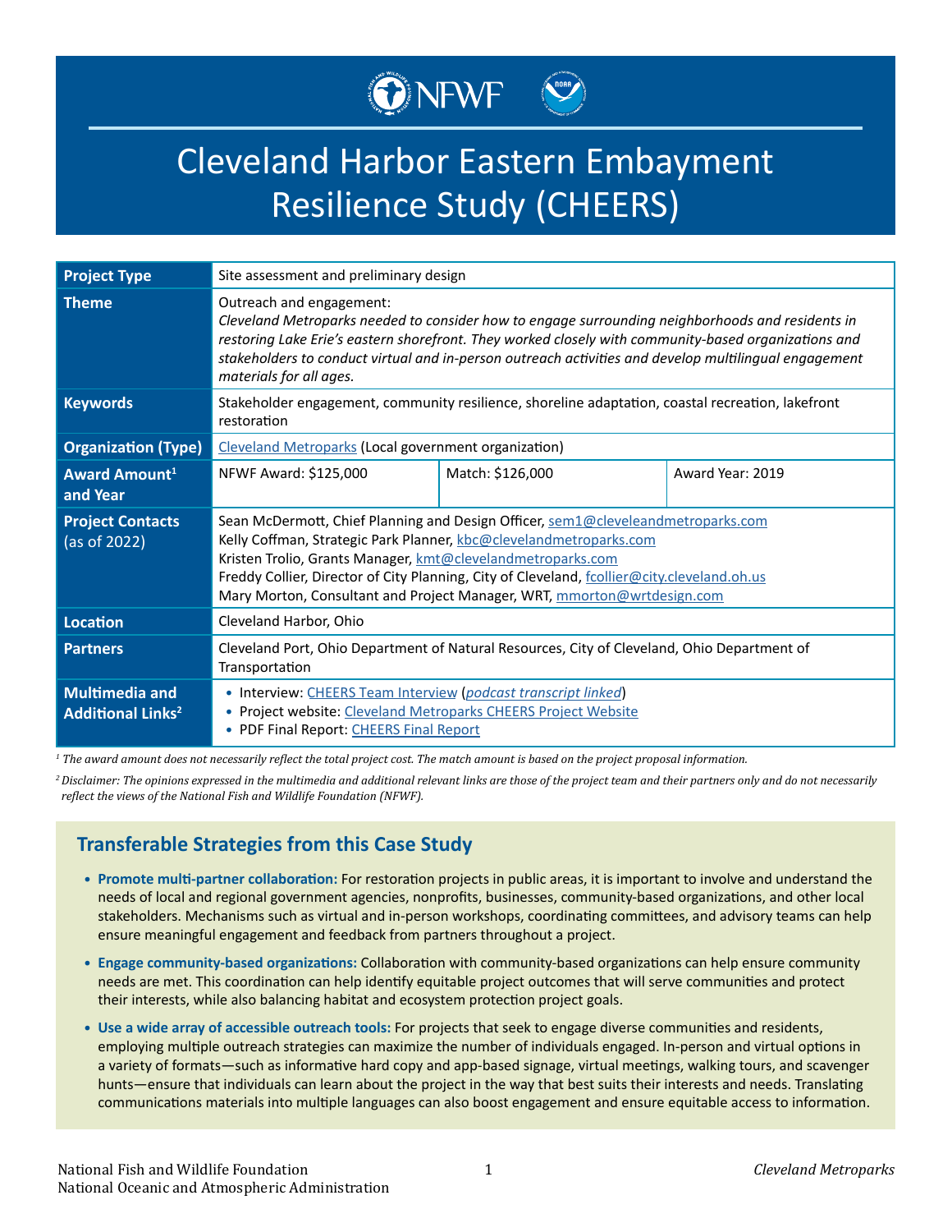# Cleveland Harbor Eastern Embayment Resilience Study (CHEERS)

| | | | |
|---|---|---|---|
| **Project Type** | Site assessment and preliminary design | | |
| **Theme** | Outreach and engagement: *Cleveland Metroparks needed to consider how to engage surrounding neighborhoods and residents in restoring Lake Erie's eastern shorefront. They worked closely with community-based organizations and stakeholders to conduct virtual and in-person outreach activities and develop multilingual engagement materials for all ages.* | | |
| **Keywords** | Stakeholder engagement, community resilience, shoreline adaptation, coastal recreation, lakefront restoration | | |
| **Organization (Type)** | Cleveland Metroparks (Local government organization) | | |
| **Award Amount[1] and Year** | NFWF Award: $125,000 | Match: $126,000 | Award Year: 2019 |
| **Project Contacts** (as of 2022) | Sean McDermott, Chief Planning and Design Officer, sem1@cleveandmetroparks.com<br>Kelly Coffman, Strategic Park Planner, kbc@clevelandmetroparks.com<br>Kristen Trolio, Grants Manager, kmt@clevelandmetroparks.com<br>Freddy Collier, Director of City Planning, City of Cleveland, fcollier@city.cleveland.oh.us<br>Mary Morton, Consultant and Project Manager, WRT, mmorton@wrtdesign.com | | |
| **Location** | Cleveland Harbor, Ohio | | |
| **Partners** | Cleveland Port, Ohio Department of Natural Resources, City of Cleveland, Ohio Department of Transportation | | |
| **Multimedia and Additional Links[2]** | • Interview: CHEERS Team Interview (*podcast transcript linked*)<br>• Project website: Cleveland Metroparks CHEERS Project Website<br>• PDF Final Report: CHEERS Final Report | | |

*[1] The award amount does not necessarily reflect the total project cost. The match amount is based on the project proposal information.*

*[2] Disclaimer: The opinions expressed in the multimedia and additional relevant links are those of the project team and their partners only and do not necessarily reflect the views of the National Fish and Wildlife Foundation (NFWF).*

## Transferable Strategies from this Case Study

- **Promote multi-partner collaboration:** For restoration projects in public areas, it is important to involve and understand the needs of local and regional government agencies, nonprofits, businesses, community-based organizations, and other local stakeholders. Mechanisms such as virtual and in-person workshops, coordinating committees, and advisory teams can help ensure meaningful engagement and feedback from partners throughout a project.
- **Engage community-based organizations:** Collaboration with community-based organizations can help ensure community needs are met. This coordination can help identify equitable project outcomes that will serve communities and protect their interests, while also balancing habitat and ecosystem protection project goals.
- **Use a wide array of accessible outreach tools:** For projects that seek to engage diverse communities and residents, employing multiple outreach strategies can maximize the number of individuals engaged. In-person and virtual options in a variety of formats—such as informative hard copy and app-based signage, virtual meetings, walking tours, and scavenger hunts—ensure that individuals can learn about the project in the way that best suits their interests and needs. Translating communications materials into multiple languages can also boost engagement and ensure equitable access to information.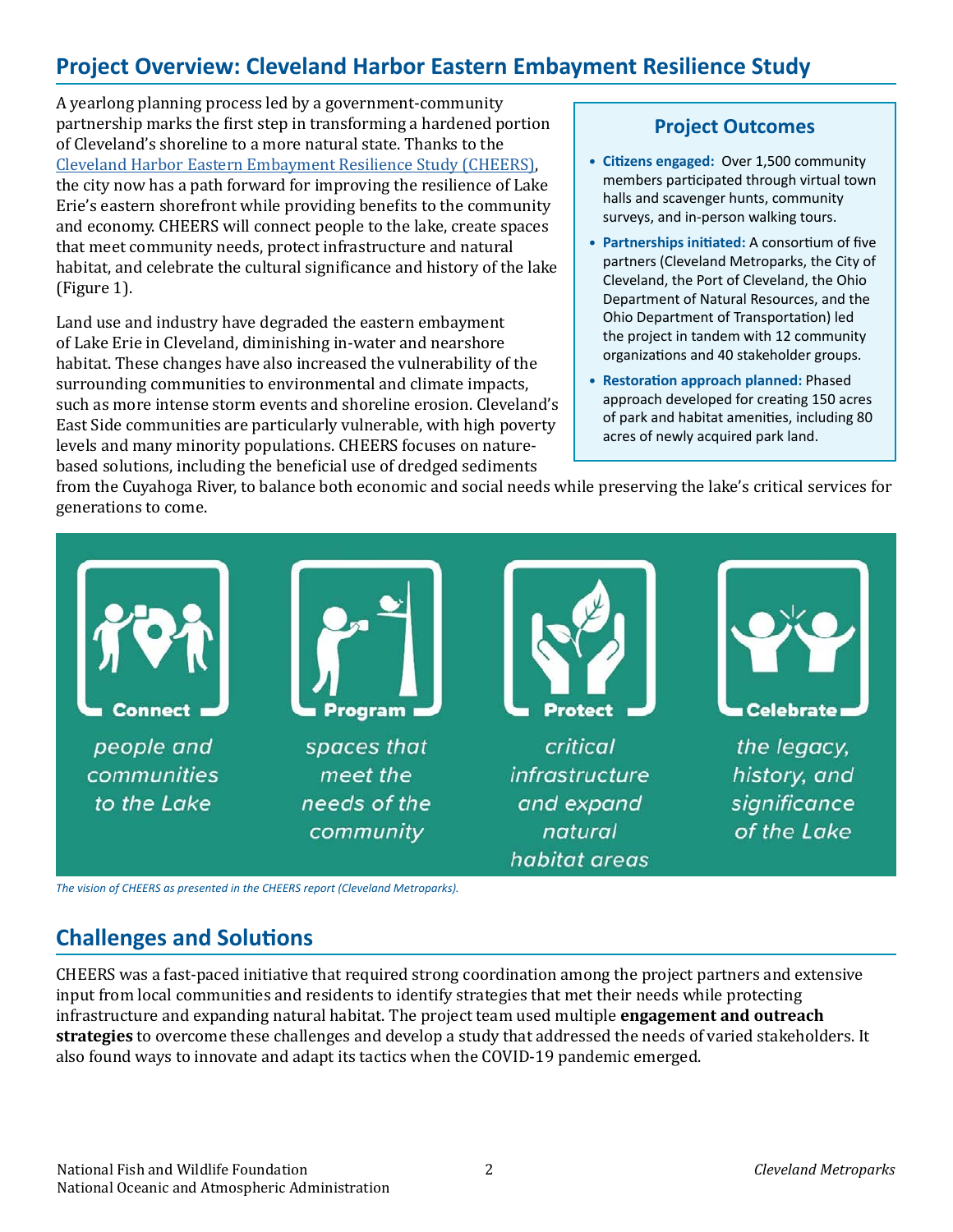## Project Overview: Cleveland Harbor Eastern Embayment Resilience Study

A yearlong planning process led by a government-community partnership marks the first step in transforming a hardened portion of Cleveland's shoreline to a more natural state. Thanks to the Cleveland Harbor Eastern Embayment Resilience Study (CHEERS), the city now has a path forward for improving the resilience of Lake Erie's eastern shorefront while providing benefits to the community and economy. CHEERS will connect people to the lake, create spaces that meet community needs, protect infrastructure and natural habitat, and celebrate the cultural significance and history of the lake (Figure 1).

Land use and industry have degraded the eastern embayment of Lake Erie in Cleveland, diminishing in-water and nearshore habitat. These changes have also increased the vulnerability of the surrounding communities to environmental and climate impacts, such as more intense storm events and shoreline erosion. Cleveland's East Side communities are particularly vulnerable, with high poverty levels and many minority populations. CHEERS focuses on nature-based solutions, including the beneficial use of dredged sediments from the Cuyahoga River, to balance both economic and social needs while preserving the lake's critical services for generations to come.

### Project Outcomes

- **Citizens engaged:** Over 1,500 community members participated through virtual town halls and scavenger hunts, community surveys, and in-person walking tours.
- **Partnerships initiated:** A consortium of five partners (Cleveland Metroparks, the City of Cleveland, the Port of Cleveland, the Ohio Department of Natural Resources, and the Ohio Department of Transportation) led the project in tandem with 12 community organizations and 40 stakeholder groups.
- **Restoration approach planned:** Phased approach developed for creating 150 acres of park and habitat amenities, including 80 acres of newly acquired park land.

**Connect** people and communities to the Lake

**Program** spaces that meet the needs of the community

**Protect** critical infrastructure and expand natural habitat areas

**Celebrate** the legacy, history, and significance of the Lake

*The vision of CHEERS as presented in the CHEERS report (Cleveland Metroparks).*

## Challenges and Solutions

CHEERS was a fast-paced initiative that required strong coordination among the project partners and extensive input from local communities and residents to identify strategies that met their needs while protecting infrastructure and expanding natural habitat. The project team used multiple **engagement and outreach strategies** to overcome these challenges and develop a study that addressed the needs of varied stakeholders. It also found ways to innovate and adapt its tactics when the COVID-19 pandemic emerged.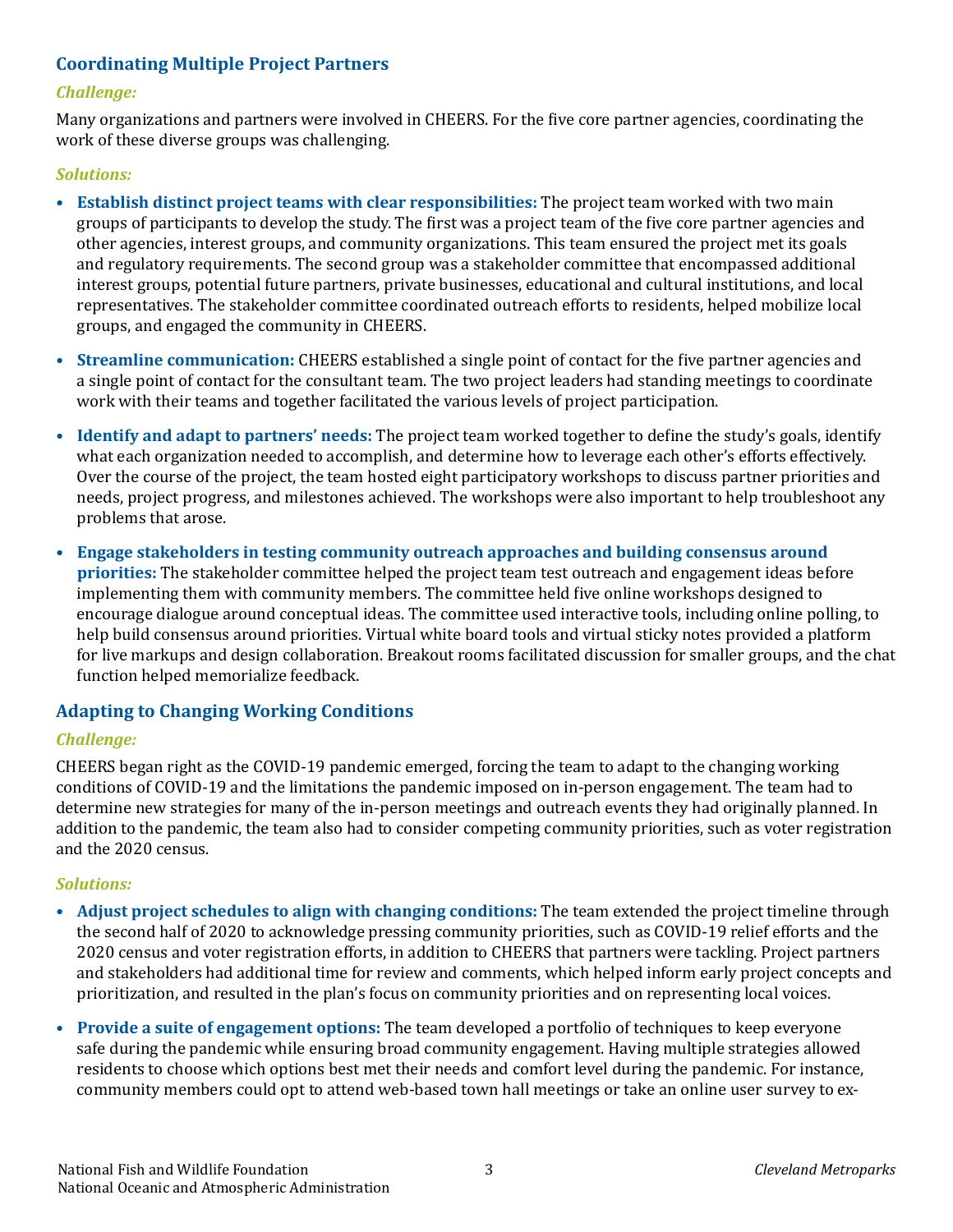## Coordinating Multiple Project Partners

### *Challenge:*

Many organizations and partners were involved in CHEERS. For the five core partner agencies, coordinating the work of these diverse groups was challenging.

### *Solutions:*

- **Establish distinct project teams with clear responsibilities:** The project team worked with two main groups of participants to develop the study. The first was a project team of the five core partner agencies and other agencies, interest groups, and community organizations. This team ensured the project met its goals and regulatory requirements. The second group was a stakeholder committee that encompassed additional interest groups, potential future partners, private businesses, educational and cultural institutions, and local representatives. The stakeholder committee coordinated outreach efforts to residents, helped mobilize local groups, and engaged the community in CHEERS.
- **Streamline communication:** CHEERS established a single point of contact for the five partner agencies and a single point of contact for the consultant team. The two project leaders had standing meetings to coordinate work with their teams and together facilitated the various levels of project participation.
- **Identify and adapt to partners' needs:** The project team worked together to define the study's goals, identify what each organization needed to accomplish, and determine how to leverage each other's efforts effectively. Over the course of the project, the team hosted eight participatory workshops to discuss partner priorities and needs, project progress, and milestones achieved. The workshops were also important to help troubleshoot any problems that arose.
- **Engage stakeholders in testing community outreach approaches and building consensus around priorities:** The stakeholder committee helped the project team test outreach and engagement ideas before implementing them with community members. The committee held five online workshops designed to encourage dialogue around conceptual ideas. The committee used interactive tools, including online polling, to help build consensus around priorities. Virtual white board tools and virtual sticky notes provided a platform for live markups and design collaboration. Breakout rooms facilitated discussion for smaller groups, and the chat function helped memorialize feedback.

## Adapting to Changing Working Conditions

### *Challenge:*

CHEERS began right as the COVID-19 pandemic emerged, forcing the team to adapt to the changing working conditions of COVID-19 and the limitations the pandemic imposed on in-person engagement. The team had to determine new strategies for many of the in-person meetings and outreach events they had originally planned. In addition to the pandemic, the team also had to consider competing community priorities, such as voter registration and the 2020 census.

### *Solutions:*

- **Adjust project schedules to align with changing conditions:** The team extended the project timeline through the second half of 2020 to acknowledge pressing community priorities, such as COVID-19 relief efforts and the 2020 census and voter registration efforts, in addition to CHEERS that partners were tackling. Project partners and stakeholders had additional time for review and comments, which helped inform early project concepts and prioritization, and resulted in the plan's focus on community priorities and on representing local voices.
- **Provide a suite of engagement options:** The team developed a portfolio of techniques to keep everyone safe during the pandemic while ensuring broad community engagement. Having multiple strategies allowed residents to choose which options best met their needs and comfort level during the pandemic. For instance, community members could opt to attend web-based town hall meetings or take an online user survey to ex-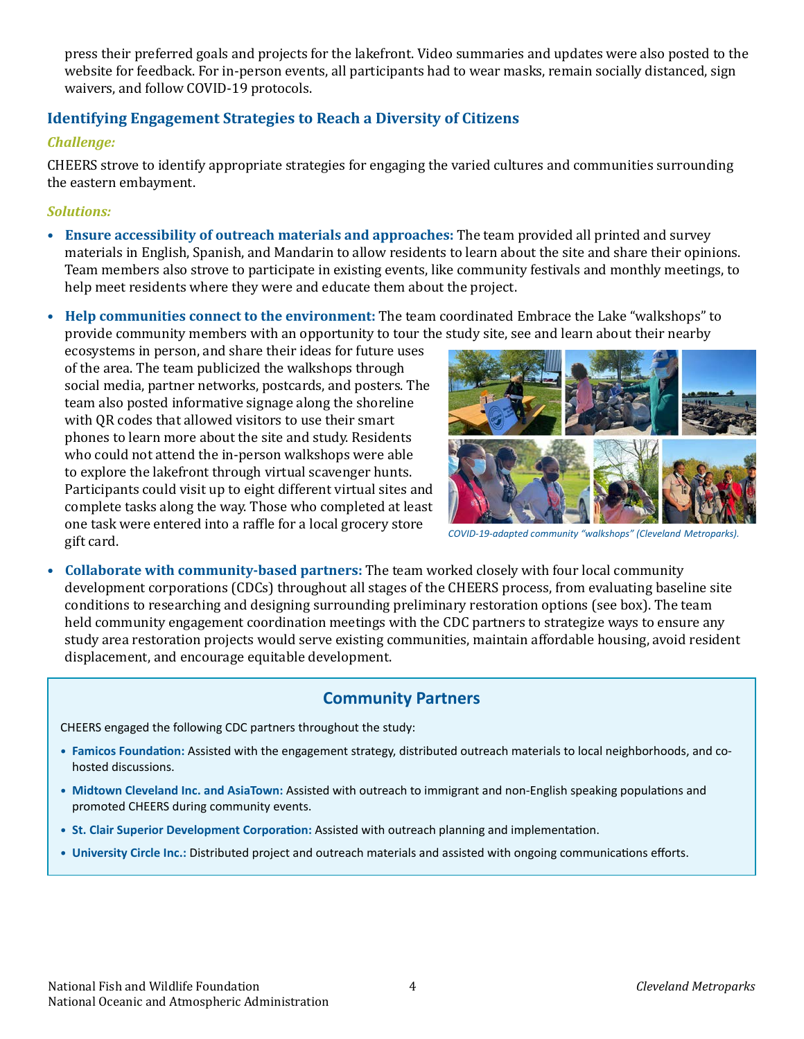press their preferred goals and projects for the lakefront. Video summaries and updates were also posted to the website for feedback. For in-person events, all participants had to wear masks, remain socially distanced, sign waivers, and follow COVID-19 protocols.

### Identifying Engagement Strategies to Reach a Diversity of Citizens

*Challenge:*

CHEERS strove to identify appropriate strategies for engaging the varied cultures and communities surrounding the eastern embayment.

*Solutions:*

- **Ensure accessibility of outreach materials and approaches:** The team provided all printed and survey materials in English, Spanish, and Mandarin to allow residents to learn about the site and share their opinions. Team members also strove to participate in existing events, like community festivals and monthly meetings, to help meet residents where they were and educate them about the project.
- **Help communities connect to the environment:** The team coordinated Embrace the Lake "walkshops" to provide community members with an opportunity to tour the study site, see and learn about their nearby ecosystems in person, and share their ideas for future uses of the area. The team publicized the walkshops through social media, partner networks, postcards, and posters. The team also posted informative signage along the shoreline with QR codes that allowed visitors to use their smart phones to learn more about the site and study. Residents who could not attend the in-person walkshops were able to explore the lakefront through virtual scavenger hunts. Participants could visit up to eight different virtual sites and complete tasks along the way. Those who completed at least one task were entered into a raffle for a local grocery store gift card.

*COVID-19-adapted community "walkshops" (Cleveland Metroparks).*

- **Collaborate with community-based partners:** The team worked closely with four local community development corporations (CDCs) throughout all stages of the CHEERS process, from evaluating baseline site conditions to researching and designing surrounding preliminary restoration options (see box). The team held community engagement coordination meetings with the CDC partners to strategize ways to ensure any study area restoration projects would serve existing communities, maintain affordable housing, avoid resident displacement, and encourage equitable development.

## Community Partners

CHEERS engaged the following CDC partners throughout the study:

- **Famicos Foundation:** Assisted with the engagement strategy, distributed outreach materials to local neighborhoods, and co-hosted discussions.
- **Midtown Cleveland Inc. and AsiaTown:** Assisted with outreach to immigrant and non-English speaking populations and promoted CHEERS during community events.
- **St. Clair Superior Development Corporation:** Assisted with outreach planning and implementation.
- **University Circle Inc.:** Distributed project and outreach materials and assisted with ongoing communications efforts.